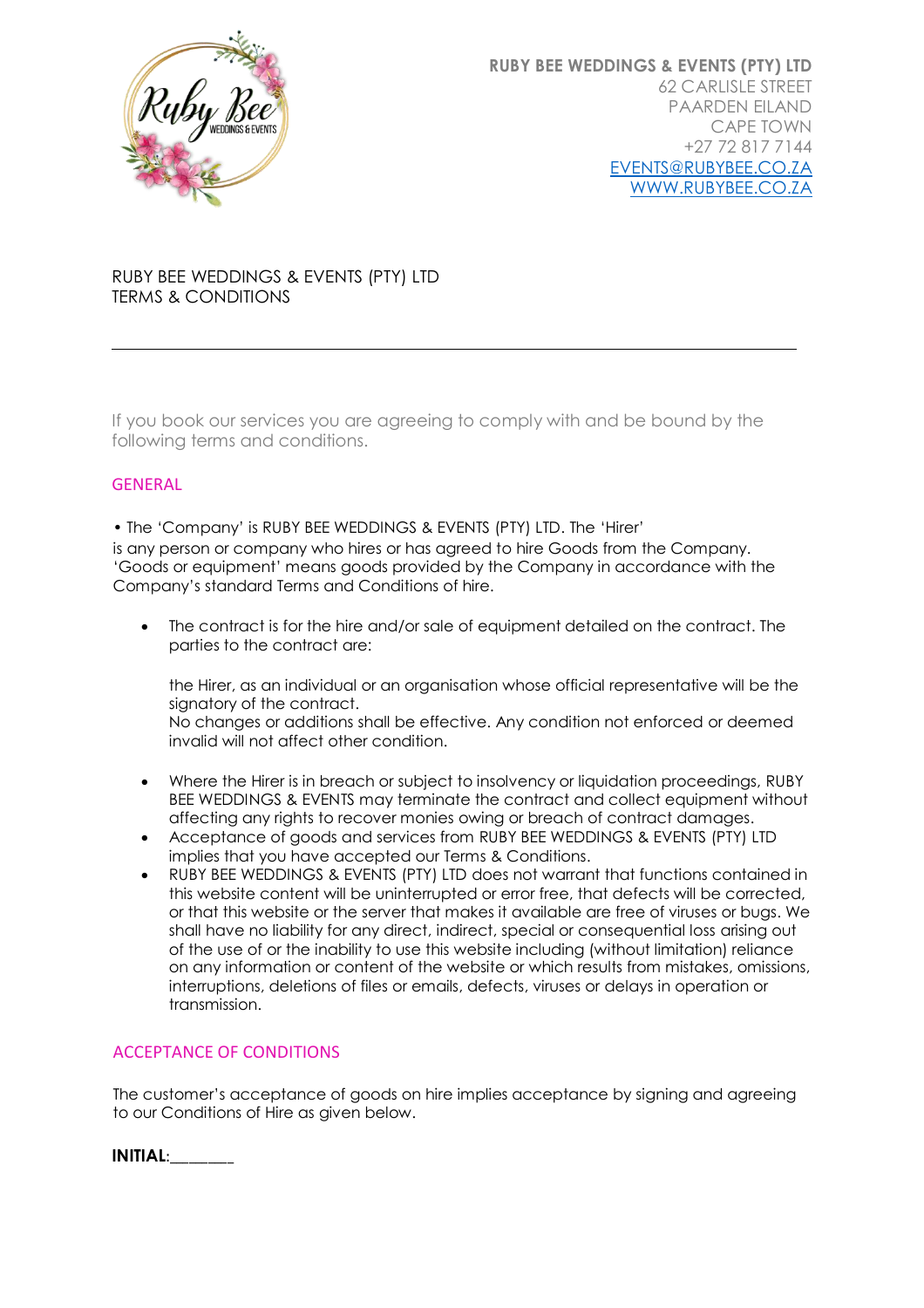**RUBY BEE WEDDINGS & EVENTS (PTY) LTD**
62 CARLISLE STREET
PAARDEN EILAND
CAPE TOWN
+27 72 817 7144
EVENTS@RUBYBEE.CO.ZA
WWW.RUBYBEE.CO.ZA

# RUBY BEE WEDDINGS & EVENTS (PTY) LTD
# TERMS & CONDITIONS

---

If you book our services you are agreeing to comply with and be bound by the following terms and conditions.

## GENERAL

• The 'Company' is RUBY BEE WEDDINGS & EVENTS (PTY) LTD. The 'Hirer' is any person or company who hires or has agreed to hire Goods from the Company. 'Goods or equipment' means goods provided by the Company in accordance with the Company's standard Terms and Conditions of hire.

- The contract is for the hire and/or sale of equipment detailed on the contract. The parties to the contract are:

  the Hirer, as an individual or an organisation whose official representative will be the signatory of the contract.
  No changes or additions shall be effective. Any condition not enforced or deemed invalid will not affect other condition.

- Where the Hirer is in breach or subject to insolvency or liquidation proceedings, RUBY BEE WEDDINGS & EVENTS may terminate the contract and collect equipment without affecting any rights to recover monies owing or breach of contract damages.
- Acceptance of goods and services from RUBY BEE WEDDINGS & EVENTS (PTY) LTD implies that you have accepted our Terms & Conditions.
- RUBY BEE WEDDINGS & EVENTS (PTY) LTD does not warrant that functions contained in this website content will be uninterrupted or error free, that defects will be corrected, or that this website or the server that makes it available are free of viruses or bugs. We shall have no liability for any direct, indirect, special or consequential loss arising out of the use of or the inability to use this website including (without limitation) reliance on any information or content of the website or which results from mistakes, omissions, interruptions, deletions of files or emails, defects, viruses or delays in operation or transmission.

## ACCEPTANCE OF CONDITIONS

The customer's acceptance of goods on hire implies acceptance by signing and agreeing to our Conditions of Hire as given below.

**INITIAL**:_______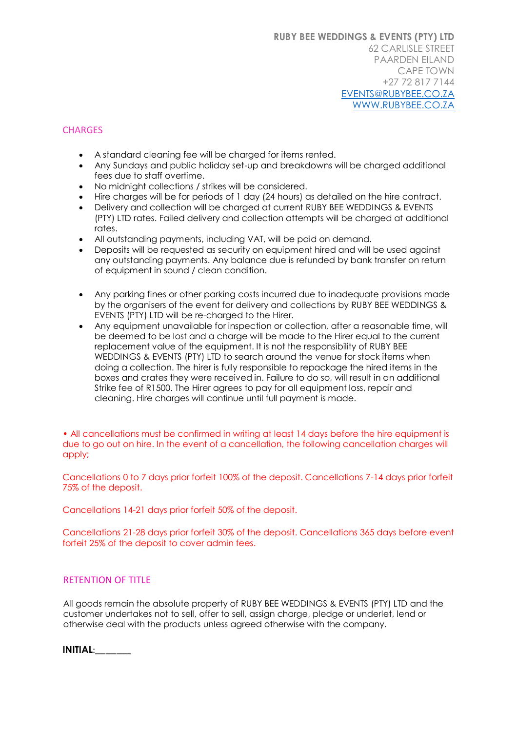**RUBY BEE WEDDINGS & EVENTS (PTY) LTD**
62 CARLISLE STREET
PAARDEN EILAND
CAPE TOWN
+27 72 817 7144
EVENTS@RUBYBEE.CO.ZA
WWW.RUBYBEE.CO.ZA

## CHARGES

- A standard cleaning fee will be charged for items rented.
- Any Sundays and public holiday set-up and breakdowns will be charged additional fees due to staff overtime.
- No midnight collections / strikes will be considered.
- Hire charges will be for periods of 1 day (24 hours) as detailed on the hire contract.
- Delivery and collection will be charged at current RUBY BEE WEDDINGS & EVENTS (PTY) LTD rates. Failed delivery and collection attempts will be charged at additional rates.
- All outstanding payments, including VAT, will be paid on demand.
- Deposits will be requested as security on equipment hired and will be used against any outstanding payments. Any balance due is refunded by bank transfer on return of equipment in sound / clean condition.

- Any parking fines or other parking costs incurred due to inadequate provisions made by the organisers of the event for delivery and collections by RUBY BEE WEDDINGS & EVENTS (PTY) LTD will be re-charged to the Hirer.
- Any equipment unavailable for inspection or collection, after a reasonable time, will be deemed to be lost and a charge will be made to the Hirer equal to the current replacement value of the equipment. It is not the responsibility of RUBY BEE WEDDINGS & EVENTS (PTY) LTD to search around the venue for stock items when doing a collection. The hirer is fully responsible to repackage the hired items in the boxes and crates they were received in. Failure to do so, will result in an additional Strike fee of R1500. The Hirer agrees to pay for all equipment loss, repair and cleaning. Hire charges will continue until full payment is made.

• All cancellations must be confirmed in writing at least 14 days before the hire equipment is due to go out on hire. In the event of a cancellation, the following cancellation charges will apply;

Cancellations 0 to 7 days prior forfeit 100% of the deposit. Cancellations 7-14 days prior forfeit 75% of the deposit.

Cancellations 14-21 days prior forfeit 50% of the deposit.

Cancellations 21-28 days prior forfeit 30% of the deposit. Cancellations 365 days before event forfeit 25% of the deposit to cover admin fees.

## RETENTION OF TITLE

All goods remain the absolute property of RUBY BEE WEDDINGS & EVENTS (PTY) LTD and the customer undertakes not to sell, offer to sell, assign charge, pledge or underlet, lend or otherwise deal with the products unless agreed otherwise with the company.

**INITIAL**:_______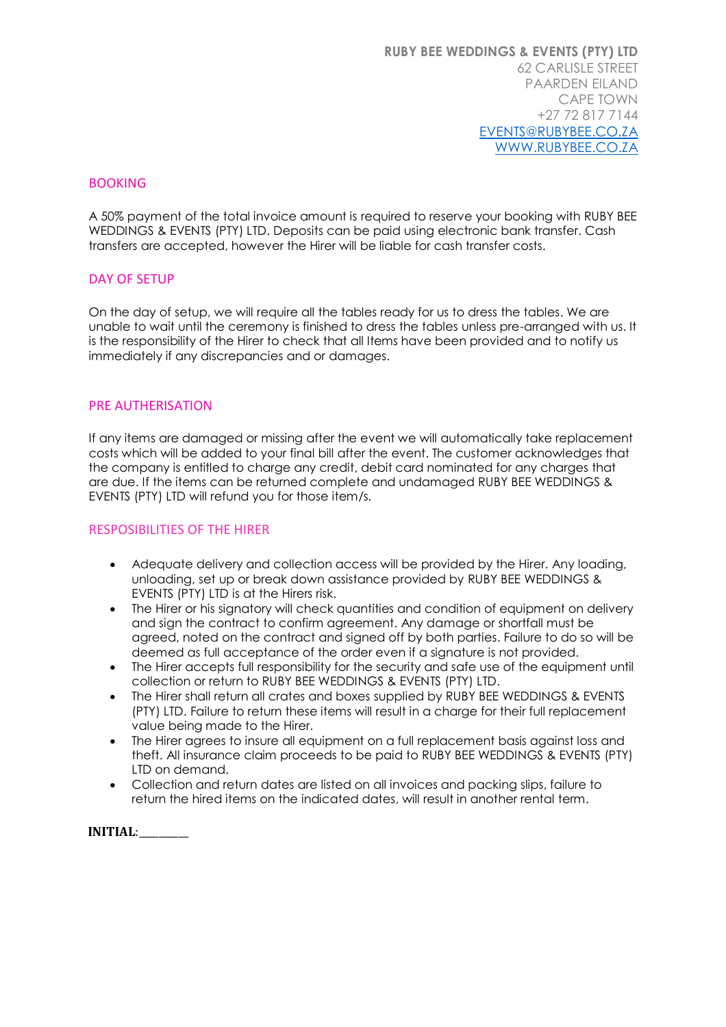**RUBY BEE WEDDINGS & EVENTS (PTY) LTD**
62 CARLISLE STREET
PAARDEN EILAND
CAPE TOWN
+27 72 817 7144
EVENTS@RUBYBEE.CO.ZA
WWW.RUBYBEE.CO.ZA

## BOOKING

A 50% payment of the total invoice amount is required to reserve your booking with RUBY BEE WEDDINGS & EVENTS (PTY) LTD. Deposits can be paid using electronic bank transfer. Cash transfers are accepted, however the Hirer will be liable for cash transfer costs.

## DAY OF SETUP

On the day of setup, we will require all the tables ready for us to dress the tables. We are unable to wait until the ceremony is finished to dress the tables unless pre-arranged with us. It is the responsibility of the Hirer to check that all Items have been provided and to notify us immediately if any discrepancies and or damages.

## PRE AUTHERISATION

If any items are damaged or missing after the event we will automatically take replacement costs which will be added to your final bill after the event. The customer acknowledges that the company is entitled to charge any credit, debit card nominated for any charges that are due. If the items can be returned complete and undamaged RUBY BEE WEDDINGS & EVENTS (PTY) LTD will refund you for those item/s.

## RESPOSIBILITIES OF THE HIRER

- Adequate delivery and collection access will be provided by the Hirer. Any loading, unloading, set up or break down assistance provided by RUBY BEE WEDDINGS & EVENTS (PTY) LTD is at the Hirers risk.
- The Hirer or his signatory will check quantities and condition of equipment on delivery and sign the contract to confirm agreement. Any damage or shortfall must be agreed, noted on the contract and signed off by both parties. Failure to do so will be deemed as full acceptance of the order even if a signature is not provided.
- The Hirer accepts full responsibility for the security and safe use of the equipment until collection or return to RUBY BEE WEDDINGS & EVENTS (PTY) LTD.
- The Hirer shall return all crates and boxes supplied by RUBY BEE WEDDINGS & EVENTS (PTY) LTD. Failure to return these items will result in a charge for their full replacement value being made to the Hirer.
- The Hirer agrees to insure all equipment on a full replacement basis against loss and theft. All insurance claim proceeds to be paid to RUBY BEE WEDDINGS & EVENTS (PTY) LTD on demand.
- Collection and return dates are listed on all invoices and packing slips, failure to return the hired items on the indicated dates, will result in another rental term.

**INITIAL**:________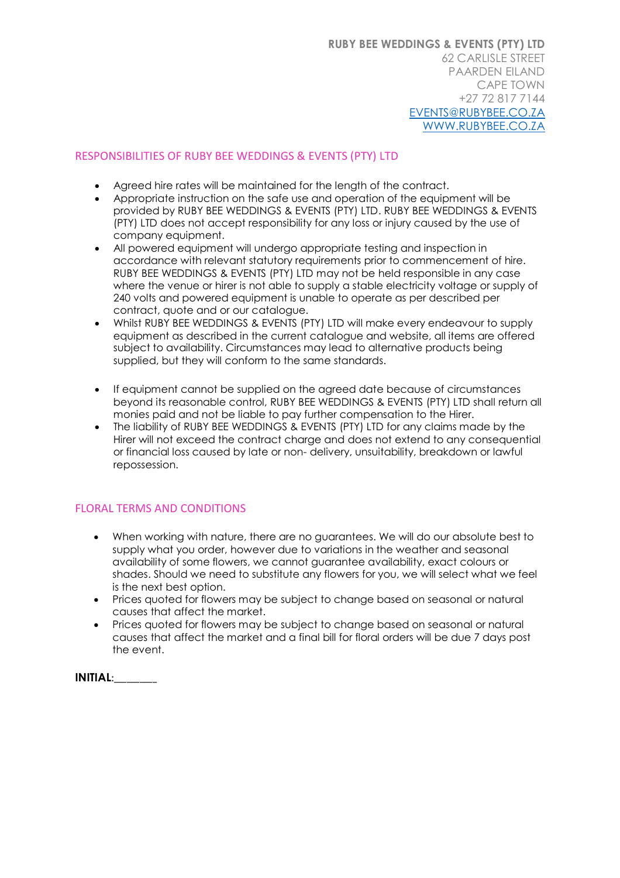**RUBY BEE WEDDINGS & EVENTS (PTY) LTD**
62 CARLISLE STREET
PAARDEN EILAND
CAPE TOWN
+27 72 817 7144
EVENTS@RUBYBEE.CO.ZA
WWW.RUBYBEE.CO.ZA

## RESPONSIBILITIES OF RUBY BEE WEDDINGS & EVENTS (PTY) LTD

- Agreed hire rates will be maintained for the length of the contract.
- Appropriate instruction on the safe use and operation of the equipment will be provided by RUBY BEE WEDDINGS & EVENTS (PTY) LTD. RUBY BEE WEDDINGS & EVENTS (PTY) LTD does not accept responsibility for any loss or injury caused by the use of company equipment.
- All powered equipment will undergo appropriate testing and inspection in accordance with relevant statutory requirements prior to commencement of hire. RUBY BEE WEDDINGS & EVENTS (PTY) LTD may not be held responsible in any case where the venue or hirer is not able to supply a stable electricity voltage or supply of 240 volts and powered equipment is unable to operate as per described per contract, quote and or our catalogue.
- Whilst RUBY BEE WEDDINGS & EVENTS (PTY) LTD will make every endeavour to supply equipment as described in the current catalogue and website, all items are offered subject to availability. Circumstances may lead to alternative products being supplied, but they will conform to the same standards.

- If equipment cannot be supplied on the agreed date because of circumstances beyond its reasonable control, RUBY BEE WEDDINGS & EVENTS (PTY) LTD shall return all monies paid and not be liable to pay further compensation to the Hirer.
- The liability of RUBY BEE WEDDINGS & EVENTS (PTY) LTD for any claims made by the Hirer will not exceed the contract charge and does not extend to any consequential or financial loss caused by late or non- delivery, unsuitability, breakdown or lawful repossession.

## FLORAL TERMS AND CONDITIONS

- When working with nature, there are no guarantees. We will do our absolute best to supply what you order, however due to variations in the weather and seasonal availability of some flowers, we cannot guarantee availability, exact colours or shades. Should we need to substitute any flowers for you, we will select what we feel is the next best option.
- Prices quoted for flowers may be subject to change based on seasonal or natural causes that affect the market.
- Prices quoted for flowers may be subject to change based on seasonal or natural causes that affect the market and a final bill for floral orders will be due 7 days post the event.

**INITIAL**:_______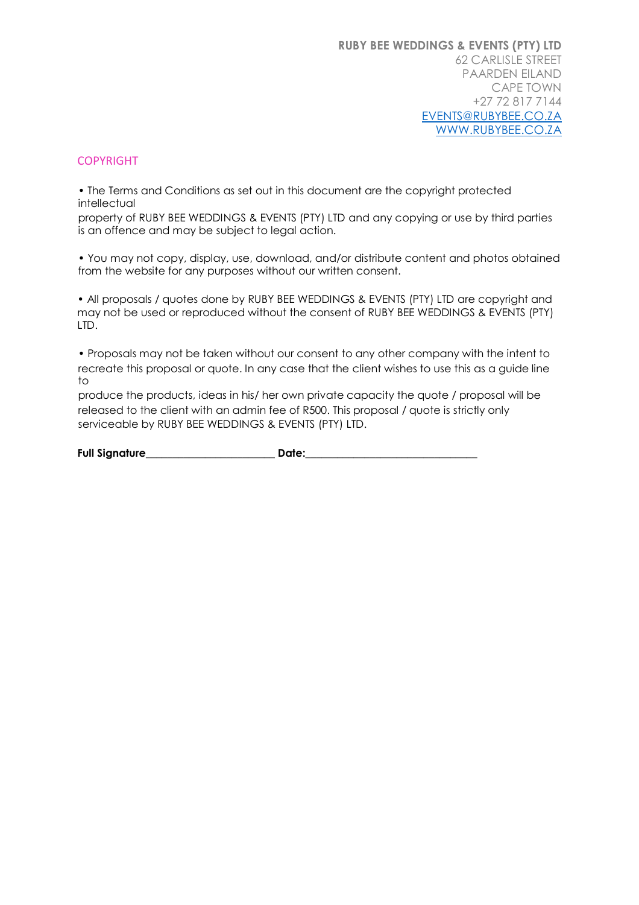**RUBY BEE WEDDINGS & EVENTS (PTY) LTD**
62 CARLISLE STREET
PAARDEN EILAND
CAPE TOWN
+27 72 817 7144
EVENTS@RUBYBEE.CO.ZA
WWW.RUBYBEE.CO.ZA

## COPYRIGHT

• The Terms and Conditions as set out in this document are the copyright protected intellectual property of RUBY BEE WEDDINGS & EVENTS (PTY) LTD and any copying or use by third parties is an offence and may be subject to legal action.

• You may not copy, display, use, download, and/or distribute content and photos obtained from the website for any purposes without our written consent.

• All proposals / quotes done by RUBY BEE WEDDINGS & EVENTS (PTY) LTD are copyright and may not be used or reproduced without the consent of RUBY BEE WEDDINGS & EVENTS (PTY) LTD.

• Proposals may not be taken without our consent to any other company with the intent to recreate this proposal or quote. In any case that the client wishes to use this as a guide line to produce the products, ideas in his/ her own private capacity the quote / proposal will be released to the client with an admin fee of R500. This proposal / quote is strictly only serviceable by RUBY BEE WEDDINGS & EVENTS (PTY) LTD.

**Full Signature**________________________ **Date:**________________________________